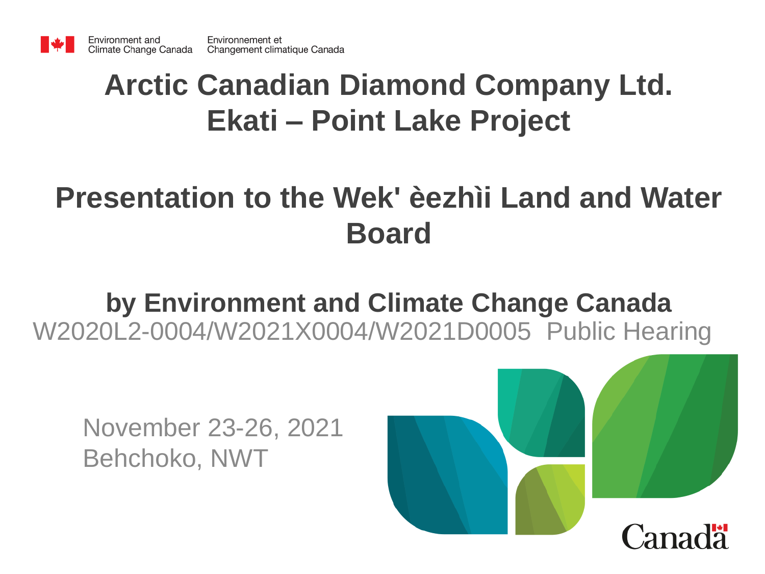Environment and Climate Change Canada | Environnement et Changement climatique Canada

# Arctic Canadian Diamond Company Ltd.
# Ekati – Point Lake Project

## Presentation to the Wek' èezhìi Land and Water Board

**by Environment and Climate Change Canada**

W2020L2-0004/W2021X0004/W2021D0005 Public Hearing

November 23-26, 2021
Behchoko, NWT

Canada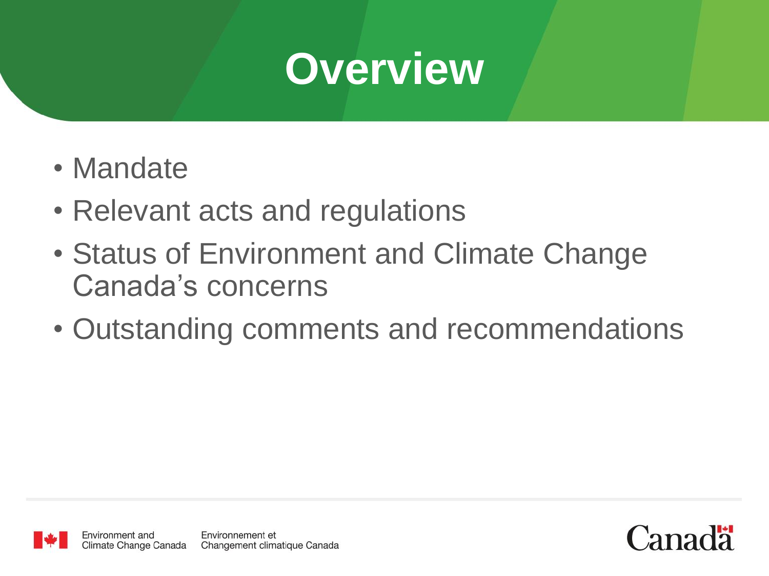# Overview

- Mandate
- Relevant acts and regulations
- Status of Environment and Climate Change Canada's concerns
- Outstanding comments and recommendations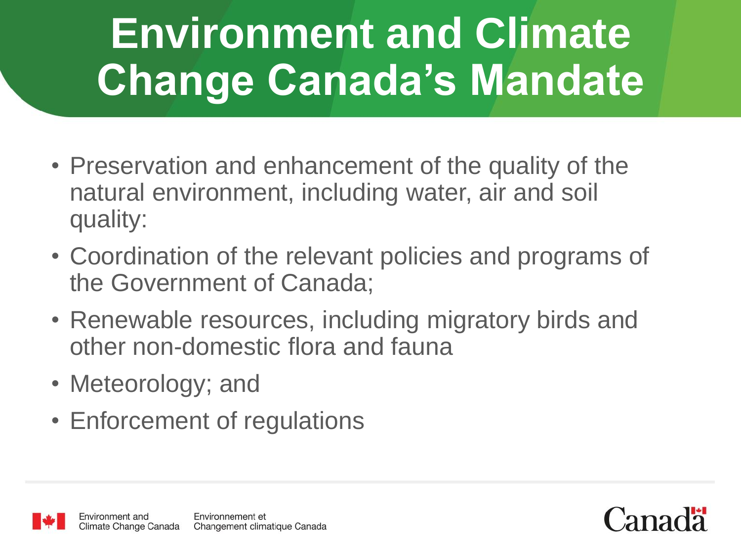# Environment and Climate Change Canada's Mandate

- Preservation and enhancement of the quality of the natural environment, including water, air and soil quality:
- Coordination of the relevant policies and programs of the Government of Canada;
- Renewable resources, including migratory birds and other non-domestic flora and fauna
- Meteorology; and
- Enforcement of regulations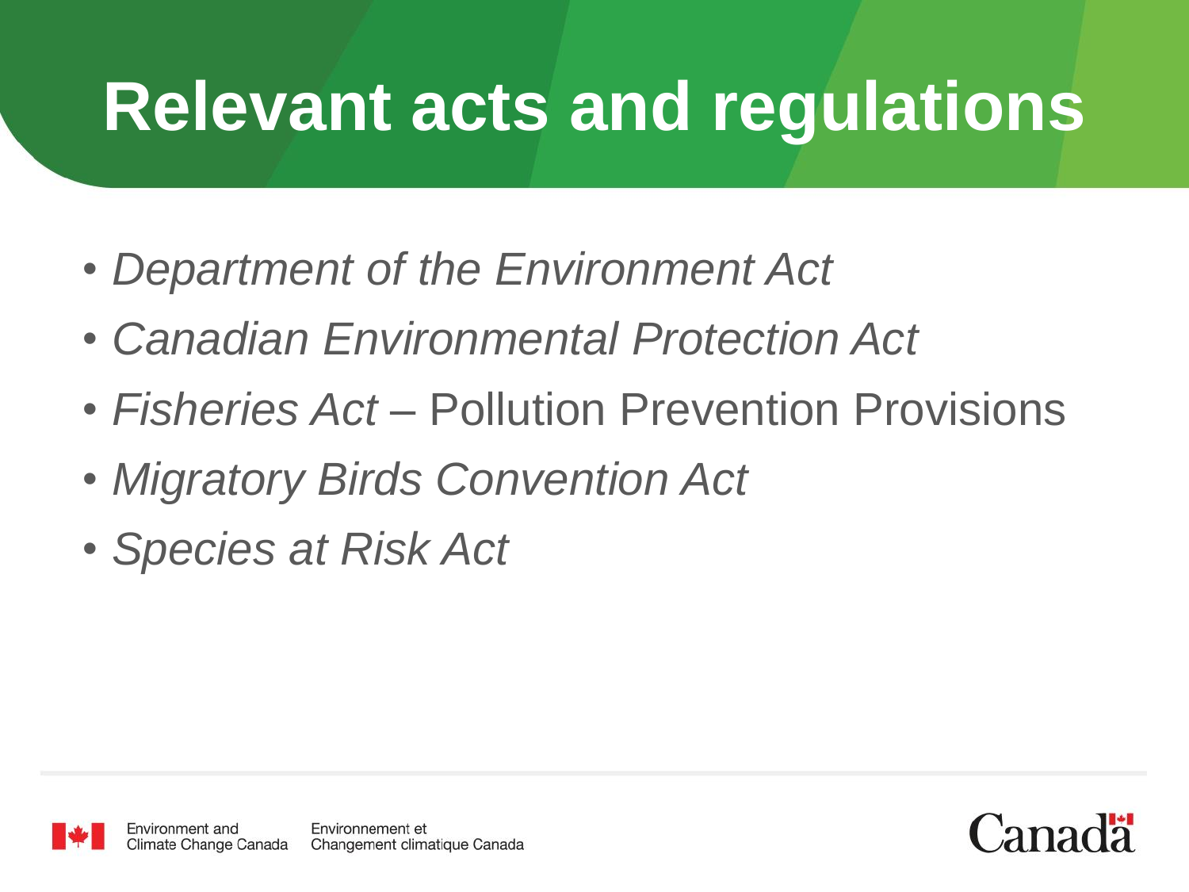# Relevant acts and regulations

- *Department of the Environment Act*
- *Canadian Environmental Protection Act*
- *Fisheries Act* – Pollution Prevention Provisions
- *Migratory Birds Convention Act*
- *Species at Risk Act*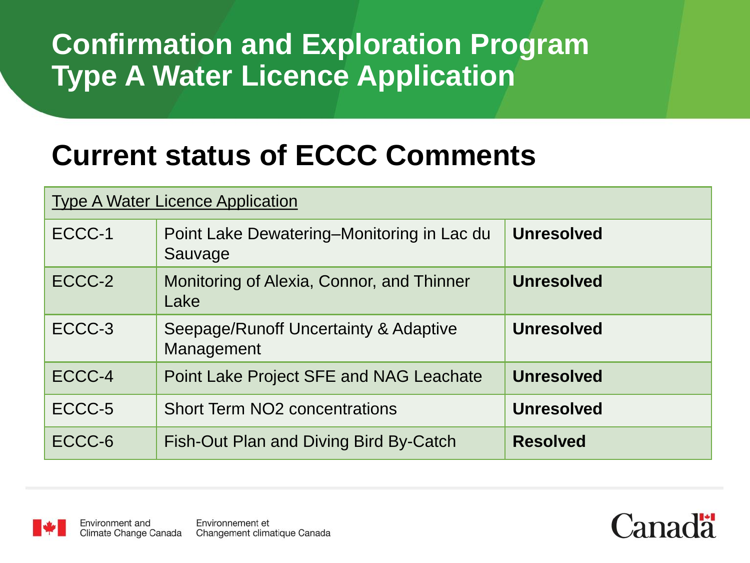# Confirmation and Exploration Program Type A Water Licence Application

## Current status of ECCC Comments

| Type A Water Licence Application | | |
|---|---|---|
| ECCC-1 | Point Lake Dewatering–Monitoring in Lac du Sauvage | **Unresolved** |
| ECCC-2 | Monitoring of Alexia, Connor, and Thinner Lake | **Unresolved** |
| ECCC-3 | Seepage/Runoff Uncertainty & Adaptive Management | **Unresolved** |
| ECCC-4 | Point Lake Project SFE and NAG Leachate | **Unresolved** |
| ECCC-5 | Short Term NO2 concentrations | **Unresolved** |
| ECCC-6 | Fish-Out Plan and Diving Bird By-Catch | **Resolved** |

Environment and Climate Change Canada / Environnement et Changement climatique Canada

Canada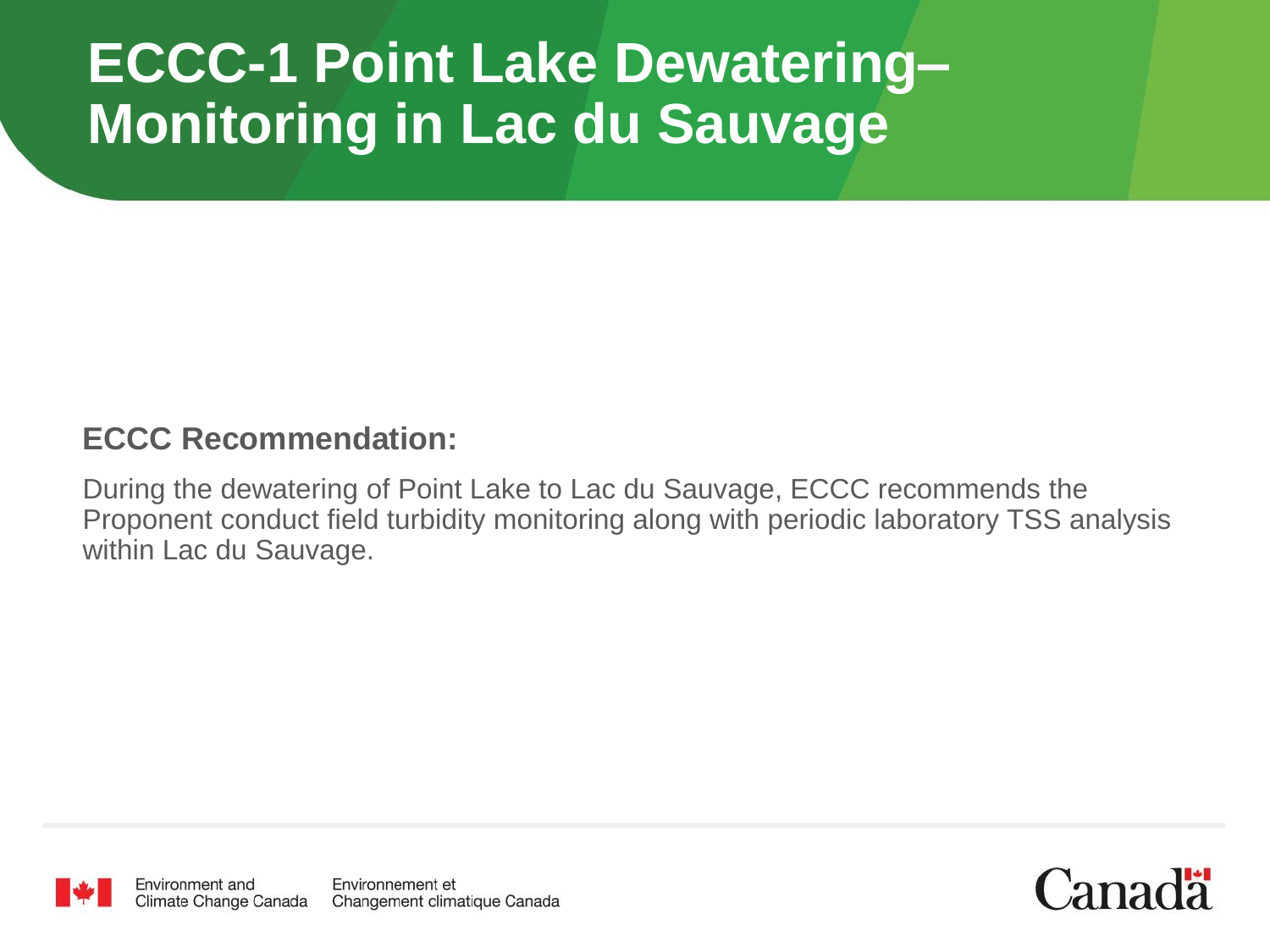# ECCC-1 Point Lake Dewatering– Monitoring in Lac du Sauvage

**ECCC Recommendation:**

During the dewatering of Point Lake to Lac du Sauvage, ECCC recommends the Proponent conduct field turbidity monitoring along with periodic laboratory TSS analysis within Lac du Sauvage.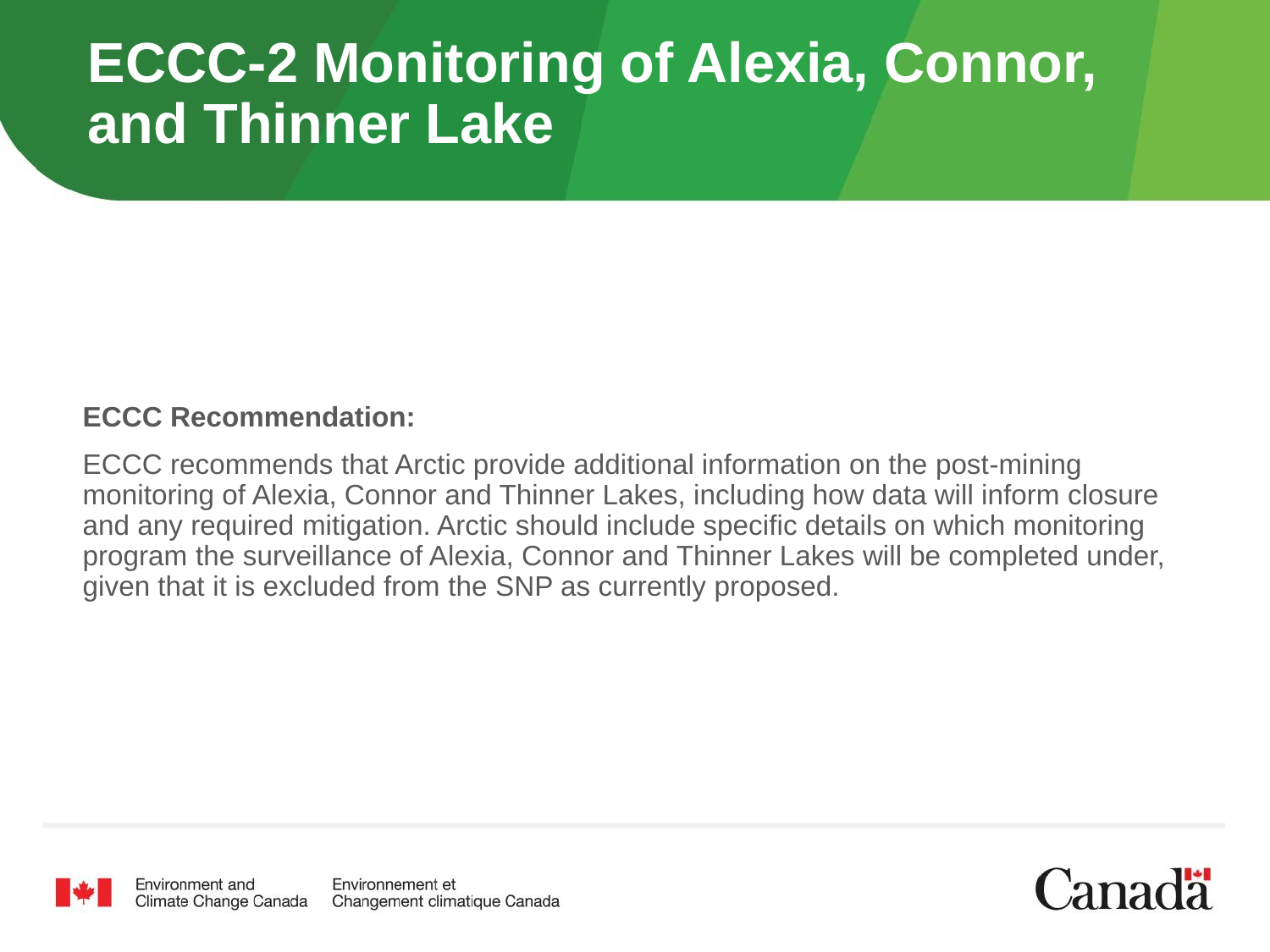# ECCC-2 Monitoring of Alexia, Connor, and Thinner Lake

**ECCC Recommendation:**

ECCC recommends that Arctic provide additional information on the post-mining monitoring of Alexia, Connor and Thinner Lakes, including how data will inform closure and any required mitigation. Arctic should include specific details on which monitoring program the surveillance of Alexia, Connor and Thinner Lakes will be completed under, given that it is excluded from the SNP as currently proposed.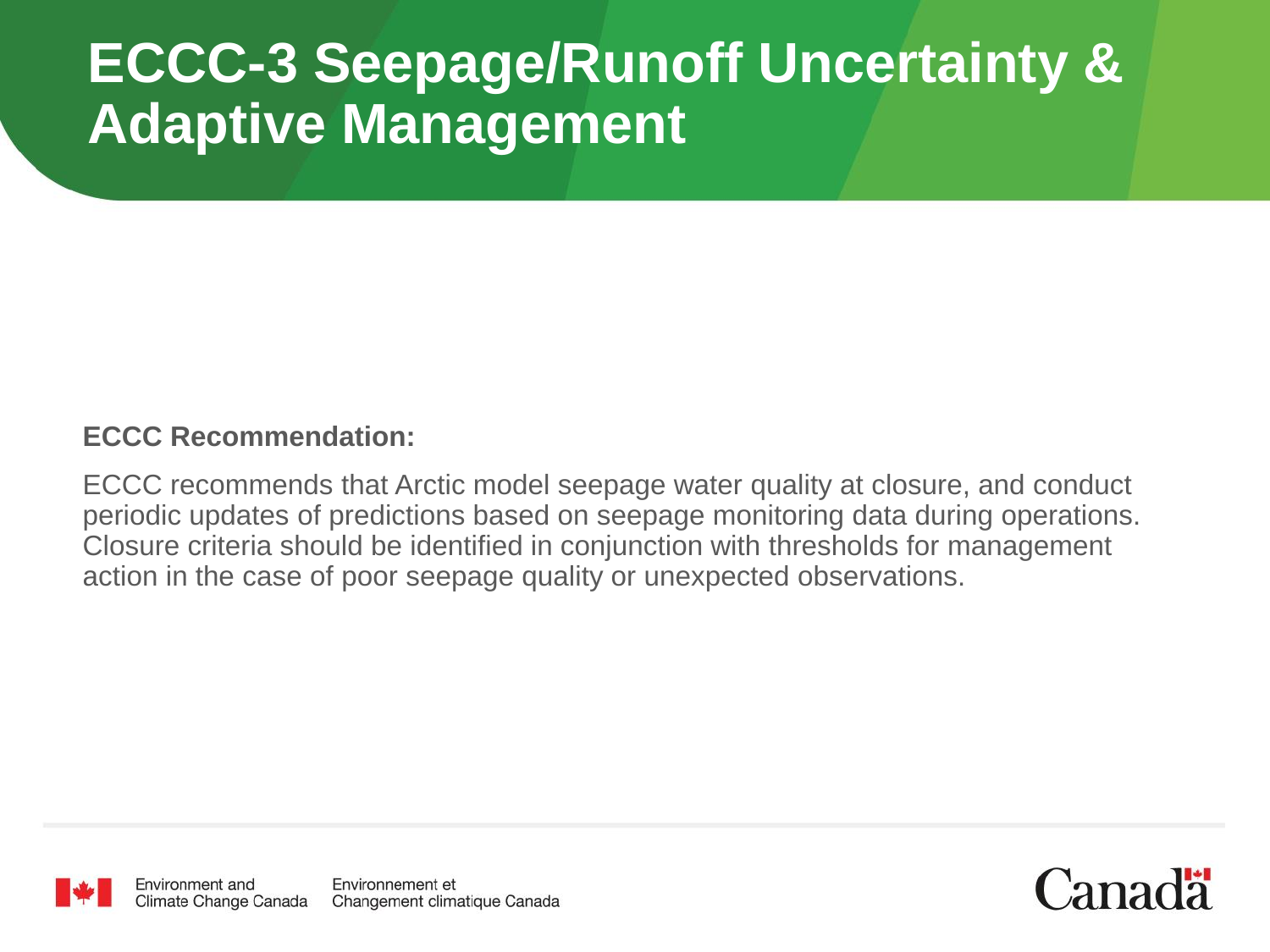# ECCC-3 Seepage/Runoff Uncertainty & Adaptive Management

**ECCC Recommendation:**

ECCC recommends that Arctic model seepage water quality at closure, and conduct periodic updates of predictions based on seepage monitoring data during operations. Closure criteria should be identified in conjunction with thresholds for management action in the case of poor seepage quality or unexpected observations.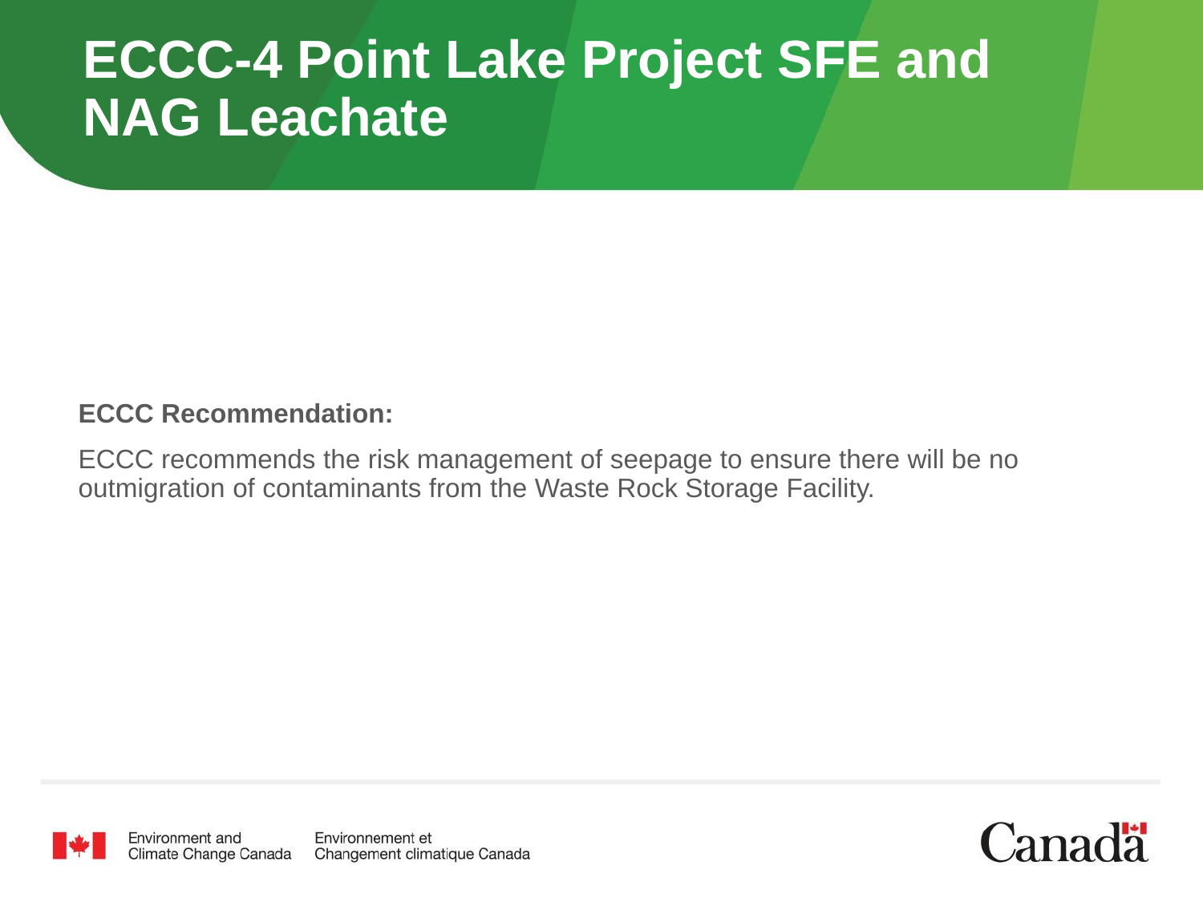# ECCC-4 Point Lake Project SFE and NAG Leachate

**ECCC Recommendation:**

ECCC recommends the risk management of seepage to ensure there will be no outmigration of contaminants from the Waste Rock Storage Facility.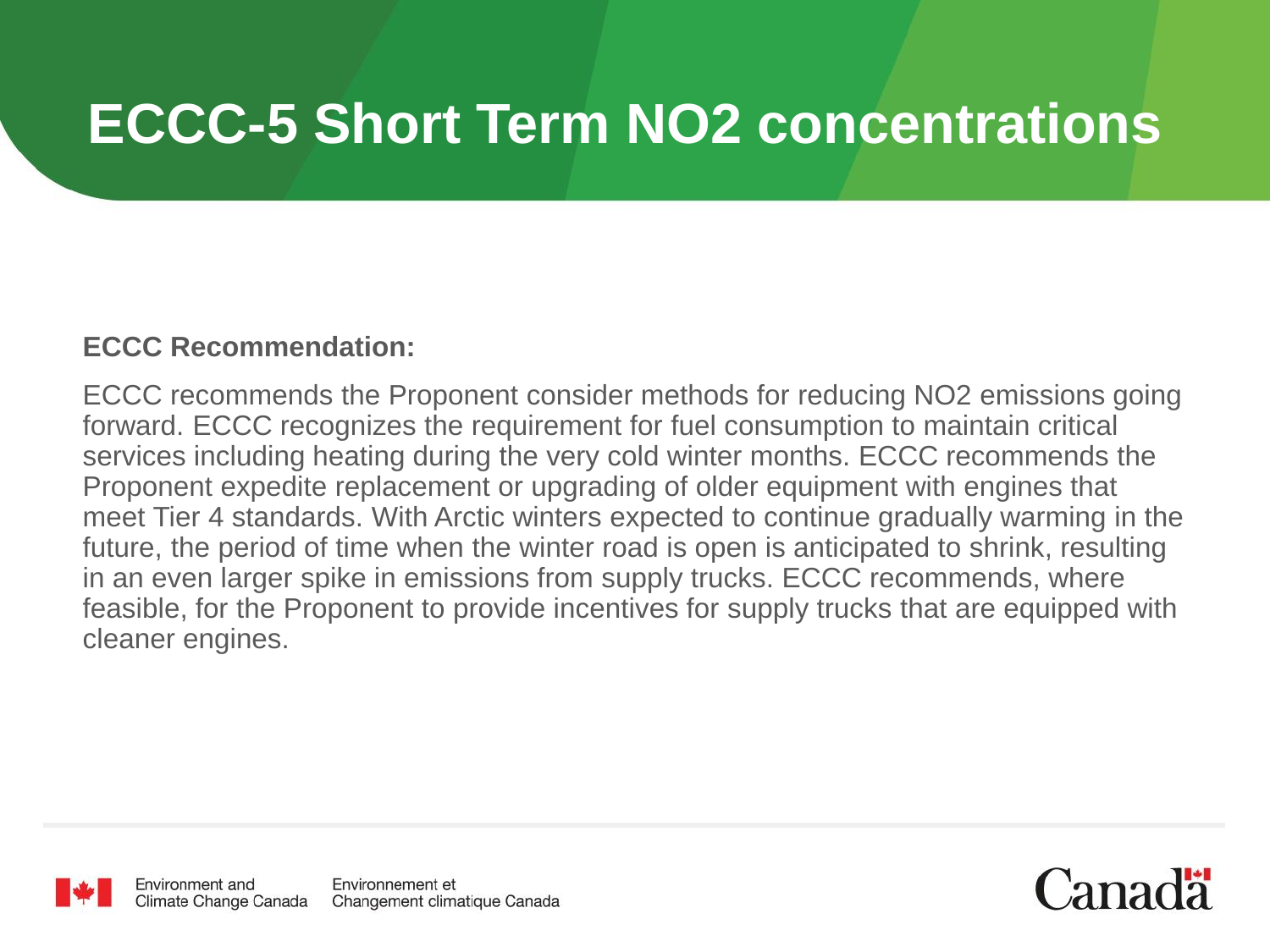# ECCC-5 Short Term NO2 concentrations

**ECCC Recommendation:**

ECCC recommends the Proponent consider methods for reducing NO2 emissions going forward. ECCC recognizes the requirement for fuel consumption to maintain critical services including heating during the very cold winter months. ECCC recommends the Proponent expedite replacement or upgrading of older equipment with engines that meet Tier 4 standards. With Arctic winters expected to continue gradually warming in the future, the period of time when the winter road is open is anticipated to shrink, resulting in an even larger spike in emissions from supply trucks. ECCC recommends, where feasible, for the Proponent to provide incentives for supply trucks that are equipped with cleaner engines.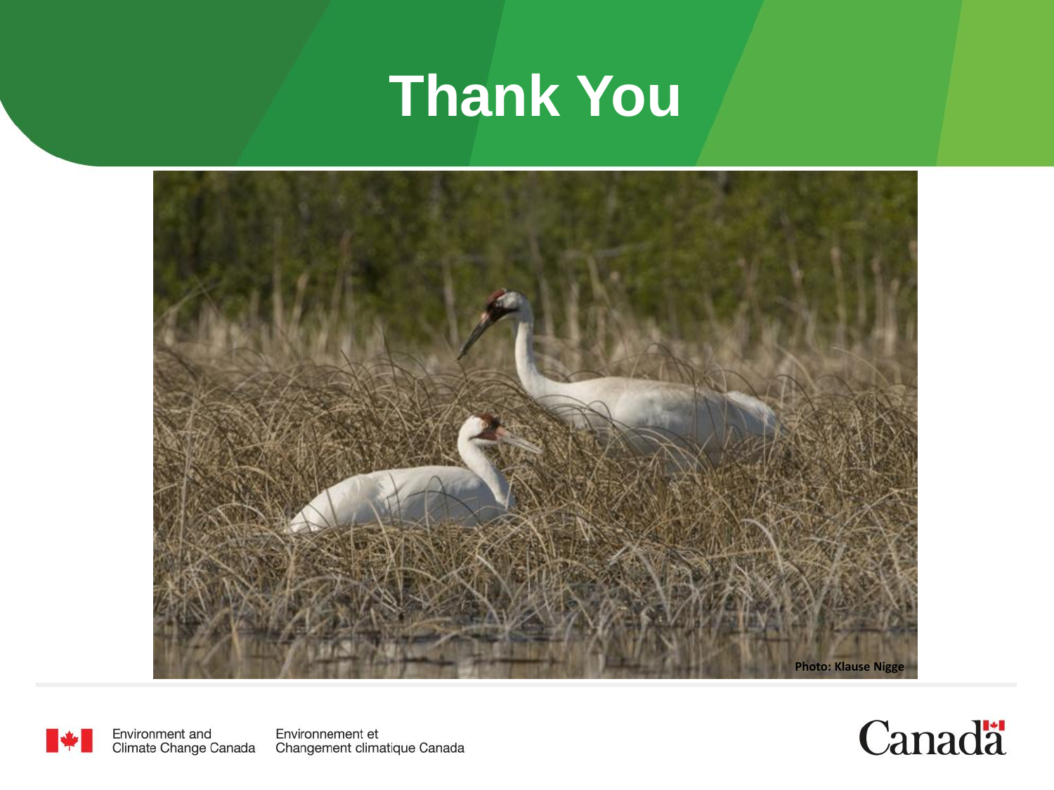# Thank You

Photo: Klause Nigge